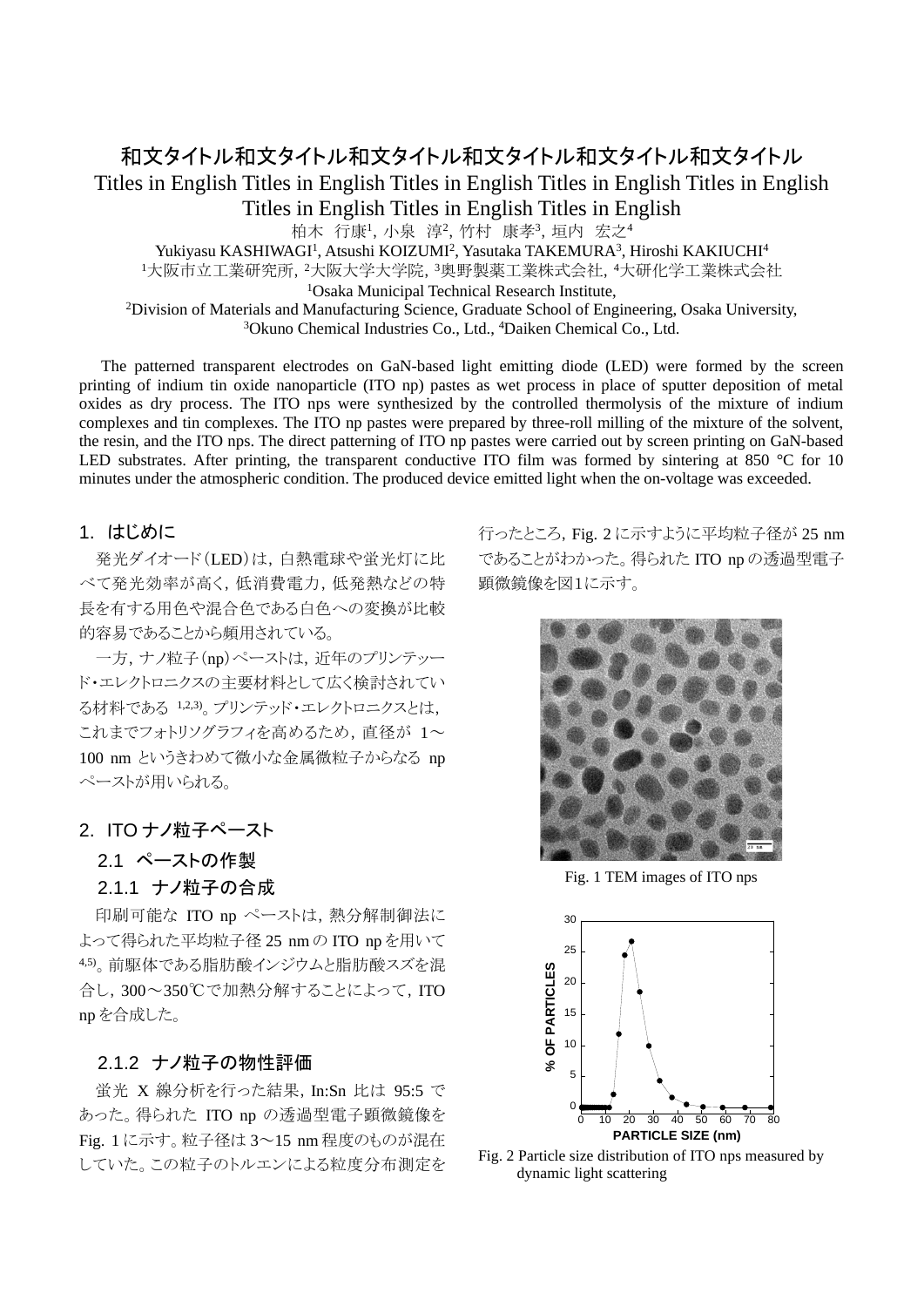# 和文タイトル和文タイトル和文タイトル和文タイトル和文タイトル和文タイトル

# Titles in English Titles in English Titles in English Titles in English Titles in English Titles in English Titles in English Titles in English Titles in English

柏木 行康[1], 小泉 淳[2], 竹村 康孝[3], 垣内 宏之[4]

Yukiyasu KASHIWAGI[1], Atsushi KOIZUMI[2], Yasutaka TAKEMURA[3], Hiroshi KAKIUCHI[4]

[1]大阪市立工業研究所, [2]大阪大学大学院, [3]奥野製薬工業株式会社, [4]大研化学工業株式会社

[1]Osaka Municipal Technical Research Institute,

[2]Division of Materials and Manufacturing Science, Graduate School of Engineering, Osaka University,

[3]Okuno Chemical Industries Co., Ltd., [4]Daiken Chemical Co., Ltd.

The patterned transparent electrodes on GaN-based light emitting diode (LED) were formed by the screen printing of indium tin oxide nanoparticle (ITO np) pastes as wet process in place of sputter deposition of metal oxides as dry process. The ITO nps were synthesized by the controlled thermolysis of the mixture of indium complexes and tin complexes. The ITO np pastes were prepared by three-roll milling of the mixture of the solvent, the resin, and the ITO nps. The direct patterning of ITO np pastes were carried out by screen printing on GaN-based LED substrates. After printing, the transparent conductive ITO film was formed by sintering at 850 °C for 10 minutes under the atmospheric condition. The produced device emitted light when the on-voltage was exceeded.

## 1. はじめに

発光ダイオード（LED）は，白熱電球や蛍光灯に比べて発光効率が高く，低消費電力，低発熱などの特長を有する用色や混合色である白色への変換が比較的容易であることから頻用されている。

一方，ナノ粒子（np）ペーストは，近年のプリンテッード・エレクトロニクスの主要材料として広く検討されている材料である [1,2,3]。プリンテッド・エレクトロニクスとは，これまでフォトリソグラフィを高めるため，直径が 1～100 nm というきわめて微小な金属微粒子からなる np ペーストが用いられる。

## 2. ITO ナノ粒子ペースト

### 2.1 ペーストの作製

### 2.1.1 ナノ粒子の合成

印刷可能な ITO np ペーストは，熱分解制御法によって得られた平均粒子径 25 nm の ITO np を用いて [4,5]。前駆体である脂肪酸インジウムと脂肪酸スズを混合し，300～350℃で加熱分解することによって，ITO np を合成した。

### 2.1.2 ナノ粒子の物性評価

蛍光 X 線分析を行った結果，In:Sn 比は 95:5 であった。得られた ITO np の透過型電子顕微鏡像を Fig. 1 に示す。粒子径は 3～15 nm 程度のものが混在していた。この粒子のトルエンによる粒度分布測定を行ったところ，Fig. 2 に示すように平均粒子径が 25 nm であることがわかった。得られた ITO np の透過型電子顕微鏡像を図1に示す。

Fig. 1 TEM images of ITO nps

Fig. 2 Particle size distribution of ITO nps measured by dynamic light scattering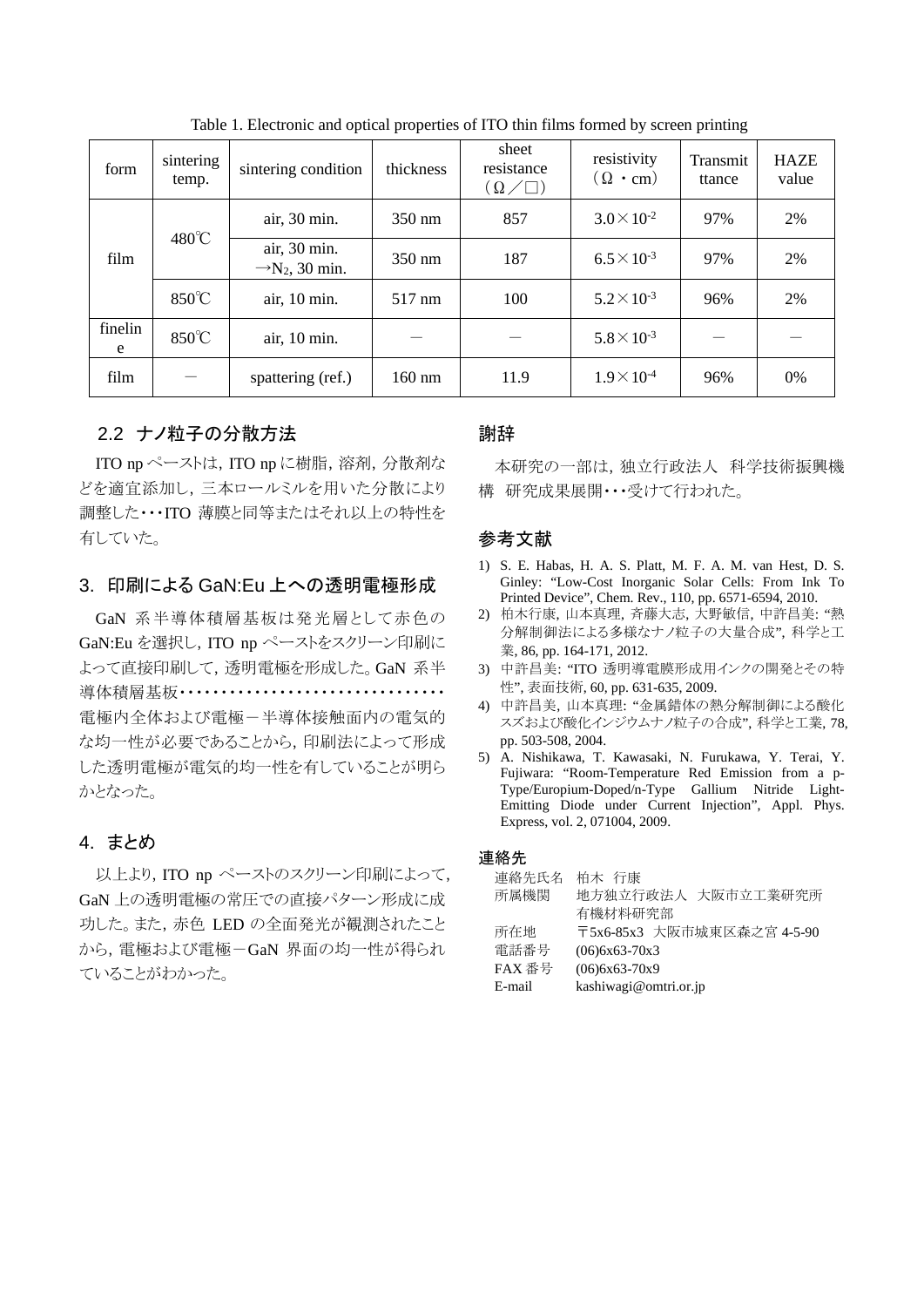Table 1. Electronic and optical properties of ITO thin films formed by screen printing

| form | sintering temp. | sintering condition | thickness | sheet resistance (Ω／□) | resistivity (Ω・cm) | Transmittance | HAZE value |
|---|---|---|---|---|---|---|---|
| film | 480℃ | air, 30 min. | 350 nm | 857 | $3.0\times10^{-2}$ | 97% | 2% |
| | | air, 30 min. →$N_2$, 30 min. | 350 nm | 187 | $6.5\times10^{-3}$ | 97% | 2% |
| | 850℃ | air, 10 min. | 517 nm | 100 | $5.2\times10^{-3}$ | 96% | 2% |
| fineline | 850℃ | air, 10 min. | ― | ― | $5.8\times10^{-3}$ | ― | ― |
| film | ― | spattering (ref.) | 160 nm | 11.9 | $1.9\times10^{-4}$ | 96% | 0% |

### 2.2 ナノ粒子の分散方法

ITO np ペーストは，ITO np に樹脂，溶剤，分散剤などを適宜添加し，三本ロールミルを用いた分散により調整した･･･ITO 薄膜と同等またはそれ以上の特性を有していた。

## 3. 印刷による GaN:Eu 上への透明電極形成

GaN 系半導体積層基板は発光層として赤色の GaN:Eu を選択し，ITO np ペーストをスクリーン印刷によって直接印刷して，透明電極を形成した。GaN 系半導体積層基板･･････････････････････････････････電極内全体および電極－半導体接触面内の電気的な均一性が必要であることから，印刷法によって形成した透明電極が電気的均一性を有していることが明らかとなった。

## 4. まとめ

以上より，ITO np ペーストのスクリーン印刷によって，GaN 上の透明電極の常圧での直接パターン形成に成功した。また，赤色 LED の全面発光が観測されたことから，電極および電極－GaN 界面の均一性が得られていることがわかった。

## 謝辞

本研究の一部は，独立行政法人 科学技術振興機構 研究成果展開･･･受けて行われた。

## 参考文献

1) S. E. Habas, H. A. S. Platt, M. F. A. M. van Hest, D. S. Ginley: "Low-Cost Inorganic Solar Cells: From Ink To Printed Device", Chem. Rev., 110, pp. 6571-6594, 2010.
2) 柏木行康，山本真理，斉藤大志，大野敏信，中許昌美: "熱分解制御法による多様なナノ粒子の大量合成", 科学と工業, 86, pp. 164-171, 2012.
3) 中許昌美: "ITO 透明導電膜形成用インクの開発とその特性", 表面技術, 60, pp. 631-635, 2009.
4) 中許昌美，山本真理: "金属錯体の熱分解制御による酸化スズおよび酸化インジウムナノ粒子の合成", 科学と工業, 78, pp. 503-508, 2004.
5) A. Nishikawa, T. Kawasaki, N. Furukawa, Y. Terai, Y. Fujiwara: "Room-Temperature Red Emission from a p-Type/Europium-Doped/n-Type Gallium Nitride Light-Emitting Diode under Current Injection", Appl. Phys. Express, vol. 2, 071004, 2009.

## 連絡先

連絡先氏名　柏木　行康
所属機関　地方独立行政法人　大阪市立工業研究所　有機材料研究部
所在地　〒5x6-85x3　大阪市城東区森之宮 4-5-90
電話番号　(06)6x63-70x3
FAX 番号　(06)6x63-70x9
E-mail　kashiwagi@omtri.or.jp